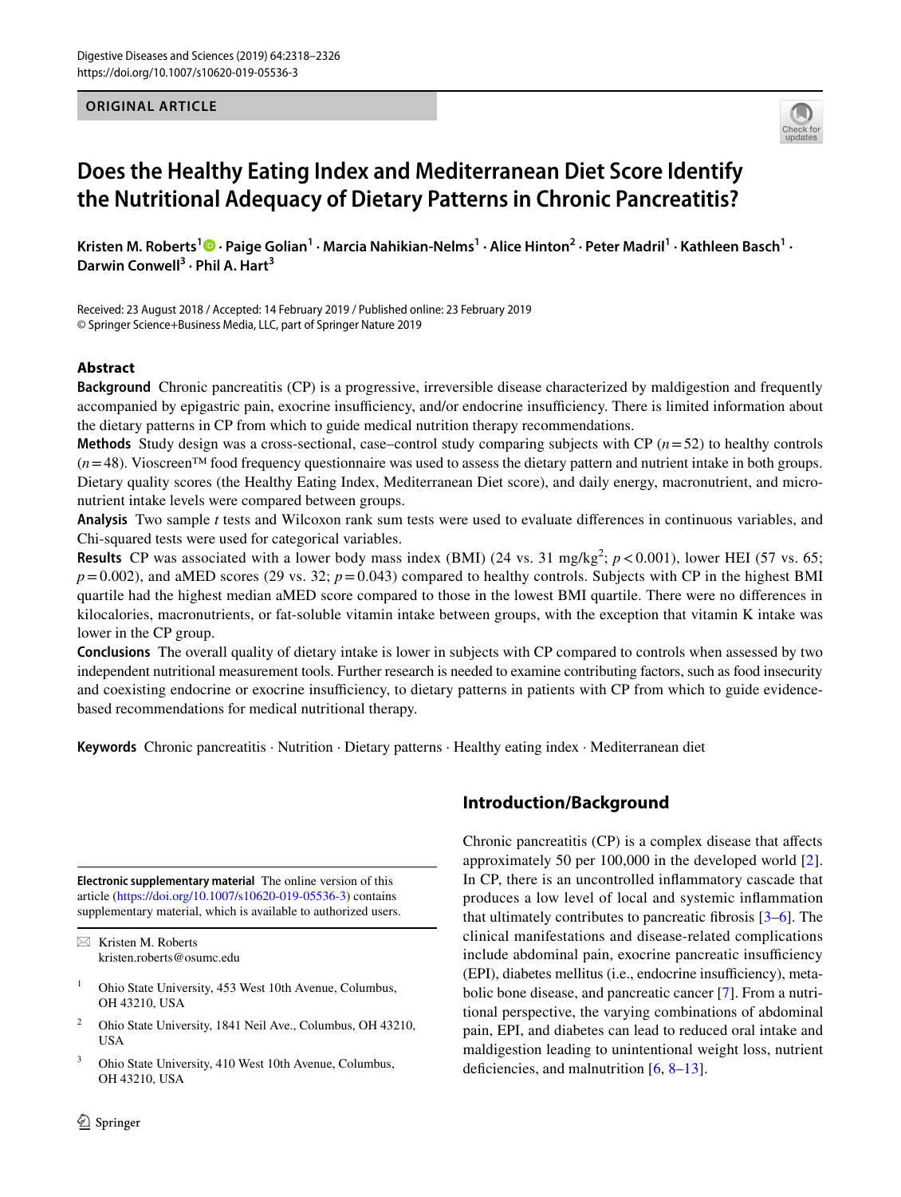ORIGINAL ARTICLE

# Does the Healthy Eating Index and Mediterranean Diet Score Identify the Nutritional Adequacy of Dietary Patterns in Chronic Pancreatitis?

**Kristen M. Roberts[1] · Paige Golian[1] · Marcia Nahikian-Nelms[1] · Alice Hinton[2] · Peter Madril[1] · Kathleen Basch[1] · Darwin Conwell[3] · Phil A. Hart[3]**

Received: 23 August 2018 / Accepted: 14 February 2019 / Published online: 23 February 2019
© Springer Science+Business Media, LLC, part of Springer Nature 2019

## Abstract

**Background** Chronic pancreatitis (CP) is a progressive, irreversible disease characterized by maldigestion and frequently accompanied by epigastric pain, exocrine insufficiency, and/or endocrine insufficiency. There is limited information about the dietary patterns in CP from which to guide medical nutrition therapy recommendations.

**Methods** Study design was a cross-sectional, case–control study comparing subjects with CP (*n* = 52) to healthy controls (*n* = 48). Vioscreen™ food frequency questionnaire was used to assess the dietary pattern and nutrient intake in both groups. Dietary quality scores (the Healthy Eating Index, Mediterranean Diet score), and daily energy, macronutrient, and micronutrient intake levels were compared between groups.

**Analysis** Two sample *t* tests and Wilcoxon rank sum tests were used to evaluate differences in continuous variables, and Chi-squared tests were used for categorical variables.

**Results** CP was associated with a lower body mass index (BMI) (24 vs. 31 mg/kg$^2$; $p < 0.001$), lower HEI (57 vs. 65; $p = 0.002$), and aMED scores (29 vs. 32; $p = 0.043$) compared to healthy controls. Subjects with CP in the highest BMI quartile had the highest median aMED score compared to those in the lowest BMI quartile. There were no differences in kilocalories, macronutrients, or fat-soluble vitamin intake between groups, with the exception that vitamin K intake was lower in the CP group.

**Conclusions** The overall quality of dietary intake is lower in subjects with CP compared to controls when assessed by two independent nutritional measurement tools. Further research is needed to examine contributing factors, such as food insecurity and coexisting endocrine or exocrine insufficiency, to dietary patterns in patients with CP from which to guide evidence-based recommendations for medical nutritional therapy.

**Keywords** Chronic pancreatitis · Nutrition · Dietary patterns · Healthy eating index · Mediterranean diet

**Electronic supplementary material** The online version of this article (https://doi.org/10.1007/s10620-019-05536-3) contains supplementary material, which is available to authorized users.

✉ Kristen M. Roberts
kristen.roberts@osumc.edu

[1] Ohio State University, 453 West 10th Avenue, Columbus, OH 43210, USA

[2] Ohio State University, 1841 Neil Ave., Columbus, OH 43210, USA

[3] Ohio State University, 410 West 10th Avenue, Columbus, OH 43210, USA

## Introduction/Background

Chronic pancreatitis (CP) is a complex disease that affects approximately 50 per 100,000 in the developed world [2]. In CP, there is an uncontrolled inflammatory cascade that produces a low level of local and systemic inflammation that ultimately contributes to pancreatic fibrosis [3–6]. The clinical manifestations and disease-related complications include abdominal pain, exocrine pancreatic insufficiency (EPI), diabetes mellitus (i.e., endocrine insufficiency), metabolic bone disease, and pancreatic cancer [7]. From a nutritional perspective, the varying combinations of abdominal pain, EPI, and diabetes can lead to reduced oral intake and maldigestion leading to unintentional weight loss, nutrient deficiencies, and malnutrition [6, 8–13].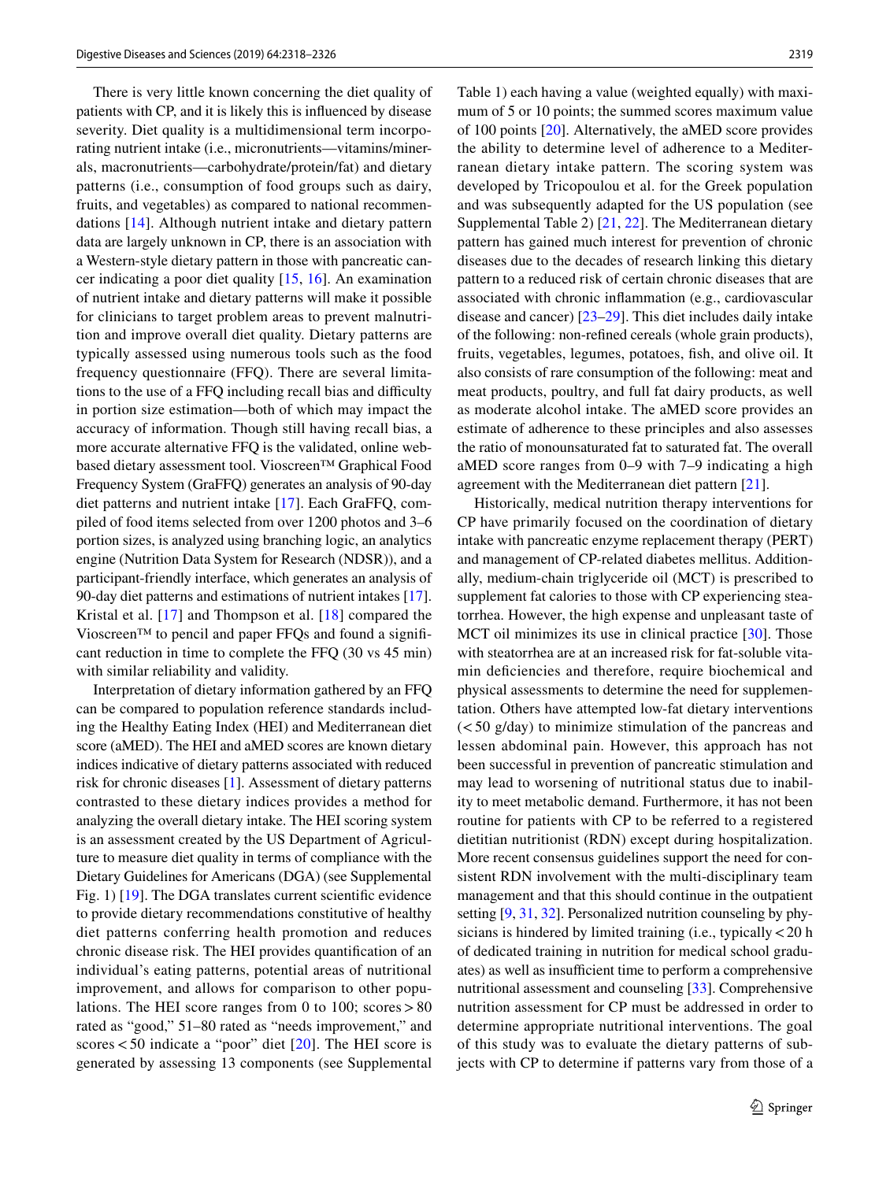There is very little known concerning the diet quality of patients with CP, and it is likely this is influenced by disease severity. Diet quality is a multidimensional term incorporating nutrient intake (i.e., micronutrients—vitamins/minerals, macronutrients—carbohydrate/protein/fat) and dietary patterns (i.e., consumption of food groups such as dairy, fruits, and vegetables) as compared to national recommendations [14]. Although nutrient intake and dietary pattern data are largely unknown in CP, there is an association with a Western-style dietary pattern in those with pancreatic cancer indicating a poor diet quality [15, 16]. An examination of nutrient intake and dietary patterns will make it possible for clinicians to target problem areas to prevent malnutrition and improve overall diet quality. Dietary patterns are typically assessed using numerous tools such as the food frequency questionnaire (FFQ). There are several limitations to the use of a FFQ including recall bias and difficulty in portion size estimation—both of which may impact the accuracy of information. Though still having recall bias, a more accurate alternative FFQ is the validated, online web-based dietary assessment tool. Vioscreen™ Graphical Food Frequency System (GraFFQ) generates an analysis of 90-day diet patterns and nutrient intake [17]. Each GraFFQ, compiled of food items selected from over 1200 photos and 3–6 portion sizes, is analyzed using branching logic, an analytics engine (Nutrition Data System for Research (NDSR)), and a participant-friendly interface, which generates an analysis of 90-day diet patterns and estimations of nutrient intakes [17]. Kristal et al. [17] and Thompson et al. [18] compared the Vioscreen™ to pencil and paper FFQs and found a significant reduction in time to complete the FFQ (30 vs 45 min) with similar reliability and validity.

Interpretation of dietary information gathered by an FFQ can be compared to population reference standards including the Healthy Eating Index (HEI) and Mediterranean diet score (aMED). The HEI and aMED scores are known dietary indices indicative of dietary patterns associated with reduced risk for chronic diseases [1]. Assessment of dietary patterns contrasted to these dietary indices provides a method for analyzing the overall dietary intake. The HEI scoring system is an assessment created by the US Department of Agriculture to measure diet quality in terms of compliance with the Dietary Guidelines for Americans (DGA) (see Supplemental Fig. 1) [19]. The DGA translates current scientific evidence to provide dietary recommendations constitutive of healthy diet patterns conferring health promotion and reduces chronic disease risk. The HEI provides quantification of an individual's eating patterns, potential areas of nutritional improvement, and allows for comparison to other populations. The HEI score ranges from 0 to 100; scores > 80 rated as "good," 51–80 rated as "needs improvement," and scores < 50 indicate a "poor" diet [20]. The HEI score is generated by assessing 13 components (see Supplemental Table 1) each having a value (weighted equally) with maximum of 5 or 10 points; the summed scores maximum value of 100 points [20]. Alternatively, the aMED score provides the ability to determine level of adherence to a Mediterranean dietary intake pattern. The scoring system was developed by Tricopoulou et al. for the Greek population and was subsequently adapted for the US population (see Supplemental Table 2) [21, 22]. The Mediterranean dietary pattern has gained much interest for prevention of chronic diseases due to the decades of research linking this dietary pattern to a reduced risk of certain chronic diseases that are associated with chronic inflammation (e.g., cardiovascular disease and cancer) [23–29]. This diet includes daily intake of the following: non-refined cereals (whole grain products), fruits, vegetables, legumes, potatoes, fish, and olive oil. It also consists of rare consumption of the following: meat and meat products, poultry, and full fat dairy products, as well as moderate alcohol intake. The aMED score provides an estimate of adherence to these principles and also assesses the ratio of monounsaturated fat to saturated fat. The overall aMED score ranges from 0–9 with 7–9 indicating a high agreement with the Mediterranean diet pattern [21].

Historically, medical nutrition therapy interventions for CP have primarily focused on the coordination of dietary intake with pancreatic enzyme replacement therapy (PERT) and management of CP-related diabetes mellitus. Additionally, medium-chain triglyceride oil (MCT) is prescribed to supplement fat calories to those with CP experiencing steatorrhea. However, the high expense and unpleasant taste of MCT oil minimizes its use in clinical practice [30]. Those with steatorrhea are at an increased risk for fat-soluble vitamin deficiencies and therefore, require biochemical and physical assessments to determine the need for supplementation. Others have attempted low-fat dietary interventions (< 50 g/day) to minimize stimulation of the pancreas and lessen abdominal pain. However, this approach has not been successful in prevention of pancreatic stimulation and may lead to worsening of nutritional status due to inability to meet metabolic demand. Furthermore, it has not been routine for patients with CP to be referred to a registered dietitian nutritionist (RDN) except during hospitalization. More recent consensus guidelines support the need for consistent RDN involvement with the multi-disciplinary team management and that this should continue in the outpatient setting [9, 31, 32]. Personalized nutrition counseling by physicians is hindered by limited training (i.e., typically < 20 h of dedicated training in nutrition for medical school graduates) as well as insufficient time to perform a comprehensive nutritional assessment and counseling [33]. Comprehensive nutrition assessment for CP must be addressed in order to determine appropriate nutritional interventions. The goal of this study was to evaluate the dietary patterns of subjects with CP to determine if patterns vary from those of a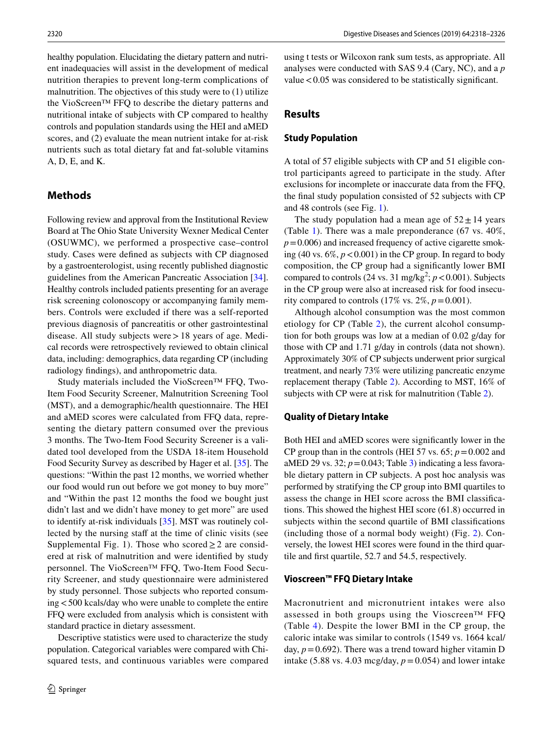healthy population. Elucidating the dietary pattern and nutrient inadequacies will assist in the development of medical nutrition therapies to prevent long-term complications of malnutrition. The objectives of this study were to (1) utilize the VioScreen™ FFQ to describe the dietary patterns and nutritional intake of subjects with CP compared to healthy controls and population standards using the HEI and aMED scores, and (2) evaluate the mean nutrient intake for at-risk nutrients such as total dietary fat and fat-soluble vitamins A, D, E, and K.

## Methods

Following review and approval from the Institutional Review Board at The Ohio State University Wexner Medical Center (OSUWMC), we performed a prospective case–control study. Cases were defined as subjects with CP diagnosed by a gastroenterologist, using recently published diagnostic guidelines from the American Pancreatic Association [34]. Healthy controls included patients presenting for an average risk screening colonoscopy or accompanying family members. Controls were excluded if there was a self-reported previous diagnosis of pancreatitis or other gastrointestinal disease. All study subjects were > 18 years of age. Medical records were retrospectively reviewed to obtain clinical data, including: demographics, data regarding CP (including radiology findings), and anthropometric data.

Study materials included the VioScreen™ FFQ, Two-Item Food Security Screener, Malnutrition Screening Tool (MST), and a demographic/health questionnaire. The HEI and aMED scores were calculated from FFQ data, representing the dietary pattern consumed over the previous 3 months. The Two-Item Food Security Screener is a validated tool developed from the USDA 18-item Household Food Security Survey as described by Hager et al. [35]. The questions: "Within the past 12 months, we worried whether our food would run out before we got money to buy more" and "Within the past 12 months the food we bought just didn't last and we didn't have money to get more" are used to identify at-risk individuals [35]. MST was routinely collected by the nursing staff at the time of clinic visits (see Supplemental Fig. 1). Those who scored ≥ 2 are considered at risk of malnutrition and were identified by study personnel. The VioScreen™ FFQ, Two-Item Food Security Screener, and study questionnaire were administered by study personnel. Those subjects who reported consuming < 500 kcals/day who were unable to complete the entire FFQ were excluded from analysis which is consistent with standard practice in dietary assessment.

Descriptive statistics were used to characterize the study population. Categorical variables were compared with Chi-squared tests, and continuous variables were compared using t tests or Wilcoxon rank sum tests, as appropriate. All analyses were conducted with SAS 9.4 (Cary, NC), and a $p$ value < 0.05 was considered to be statistically significant.

## Results

### Study Population

A total of 57 eligible subjects with CP and 51 eligible control participants agreed to participate in the study. After exclusions for incomplete or inaccurate data from the FFQ, the final study population consisted of 52 subjects with CP and 48 controls (see Fig. 1).

The study population had a mean age of 52 ± 14 years (Table 1). There was a male preponderance (67 vs. 40%, $p = 0.006$) and increased frequency of active cigarette smoking (40 vs. 6%, $p < 0.001$) in the CP group. In regard to body composition, the CP group had a significantly lower BMI compared to controls (24 vs. 31 mg/kg$^2$; $p < 0.001$). Subjects in the CP group were also at increased risk for food insecurity compared to controls (17% vs. 2%, $p = 0.001$).

Although alcohol consumption was the most common etiology for CP (Table 2), the current alcohol consumption for both groups was low at a median of 0.02 g/day for those with CP and 1.71 g/day in controls (data not shown). Approximately 30% of CP subjects underwent prior surgical treatment, and nearly 73% were utilizing pancreatic enzyme replacement therapy (Table 2). According to MST, 16% of subjects with CP were at risk for malnutrition (Table 2).

### Quality of Dietary Intake

Both HEI and aMED scores were significantly lower in the CP group than in the controls (HEI 57 vs. 65; $p = 0.002$ and aMED 29 vs. 32; $p = 0.043$; Table 3) indicating a less favorable dietary pattern in CP subjects. A post hoc analysis was performed by stratifying the CP group into BMI quartiles to assess the change in HEI score across the BMI classifications. This showed the highest HEI score (61.8) occurred in subjects within the second quartile of BMI classifications (including those of a normal body weight) (Fig. 2). Conversely, the lowest HEI scores were found in the third quartile and first quartile, 52.7 and 54.5, respectively.

### Vioscreen™ FFQ Dietary Intake

Macronutrient and micronutrient intakes were also assessed in both groups using the Vioscreen™ FFQ (Table 4). Despite the lower BMI in the CP group, the caloric intake was similar to controls (1549 vs. 1664 kcal/day, $p = 0.692$). There was a trend toward higher vitamin D intake (5.88 vs. 4.03 mcg/day, $p = 0.054$) and lower intake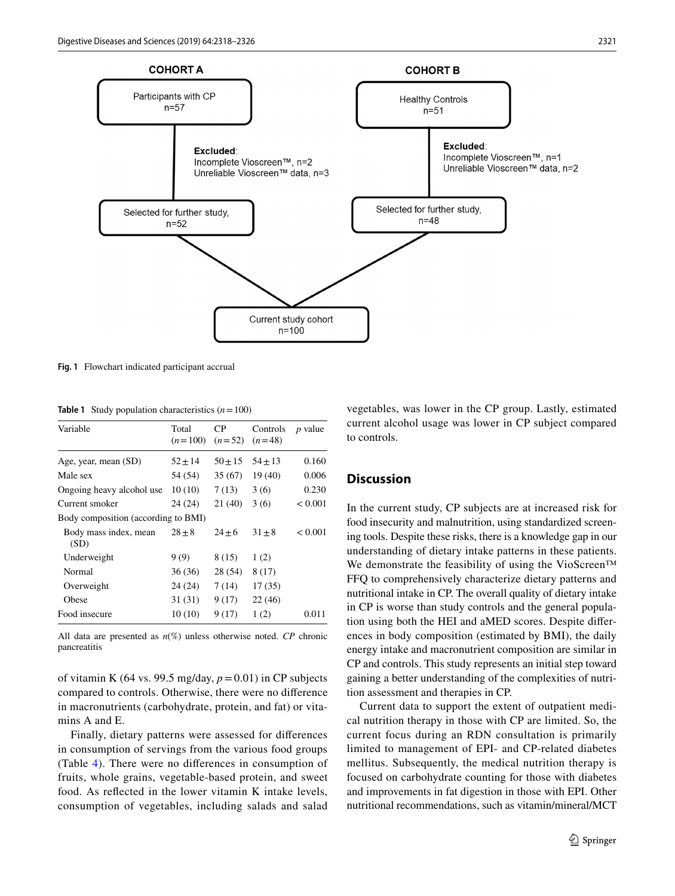COHORT A

Participants with CP
n=57

Excluded:
Incomplete Vioscreen™, n=2
Unreliable Vioscreen™ data, n=3

Selected for further study,
n=52

COHORT B

Healthy Controls
n=51

Excluded:
Incomplete Vioscreen™, n=1
Unreliable Vioscreen™ data, n=2

Selected for further study,
n=48

Current study cohort
n=100

**Fig. 1** Flowchart indicated participant accrual

**Table 1** Study population characteristics ($n = 100$)

| Variable | Total ($n=100$) | CP ($n=52$) | Controls ($n=48$) | $p$ value |
|---|---|---|---|---|
| Age, year, mean (SD) | 52 ± 14 | 50 ± 15 | 54 ± 13 | 0.160 |
| Male sex | 54 (54) | 35 (67) | 19 (40) | 0.006 |
| Ongoing heavy alcohol use | 10 (10) | 7 (13) | 3 (6) | 0.230 |
| Current smoker | 24 (24) | 21 (40) | 3 (6) | < 0.001 |
| Body composition (according to BMI) | | | | |
| Body mass index, mean (SD) | 28 ± 8 | 24 ± 6 | 31 ± 8 | < 0.001 |
| Underweight | 9 (9) | 8 (15) | 1 (2) | |
| Normal | 36 (36) | 28 (54) | 8 (17) | |
| Overweight | 24 (24) | 7 (14) | 17 (35) | |
| Obese | 31 (31) | 9 (17) | 22 (46) | |
| Food insecure | 10 (10) | 9 (17) | 1 (2) | 0.011 |

All data are presented as $n$(%) unless otherwise noted. *CP* chronic pancreatitis

of vitamin K (64 vs. 99.5 mg/day, $p = 0.01$) in CP subjects compared to controls. Otherwise, there were no difference in macronutrients (carbohydrate, protein, and fat) or vitamins A and E.

Finally, dietary patterns were assessed for differences in consumption of servings from the various food groups (Table 4). There were no differences in consumption of fruits, whole grains, vegetable-based protein, and sweet food. As reflected in the lower vitamin K intake levels, consumption of vegetables, including salads and salad vegetables, was lower in the CP group. Lastly, estimated current alcohol usage was lower in CP subject compared to controls.

## Discussion

In the current study, CP subjects are at increased risk for food insecurity and malnutrition, using standardized screening tools. Despite these risks, there is a knowledge gap in our understanding of dietary intake patterns in these patients. We demonstrate the feasibility of using the VioScreen™ FFQ to comprehensively characterize dietary patterns and nutritional intake in CP. The overall quality of dietary intake in CP is worse than study controls and the general population using both the HEI and aMED scores. Despite differences in body composition (estimated by BMI), the daily energy intake and macronutrient composition are similar in CP and controls. This study represents an initial step toward gaining a better understanding of the complexities of nutrition assessment and therapies in CP.

Current data to support the extent of outpatient medical nutrition therapy in those with CP are limited. So, the current focus during an RDN consultation is primarily limited to management of EPI- and CP-related diabetes mellitus. Subsequently, the medical nutrition therapy is focused on carbohydrate counting for those with diabetes and improvements in fat digestion in those with EPI. Other nutritional recommendations, such as vitamin/mineral/MCT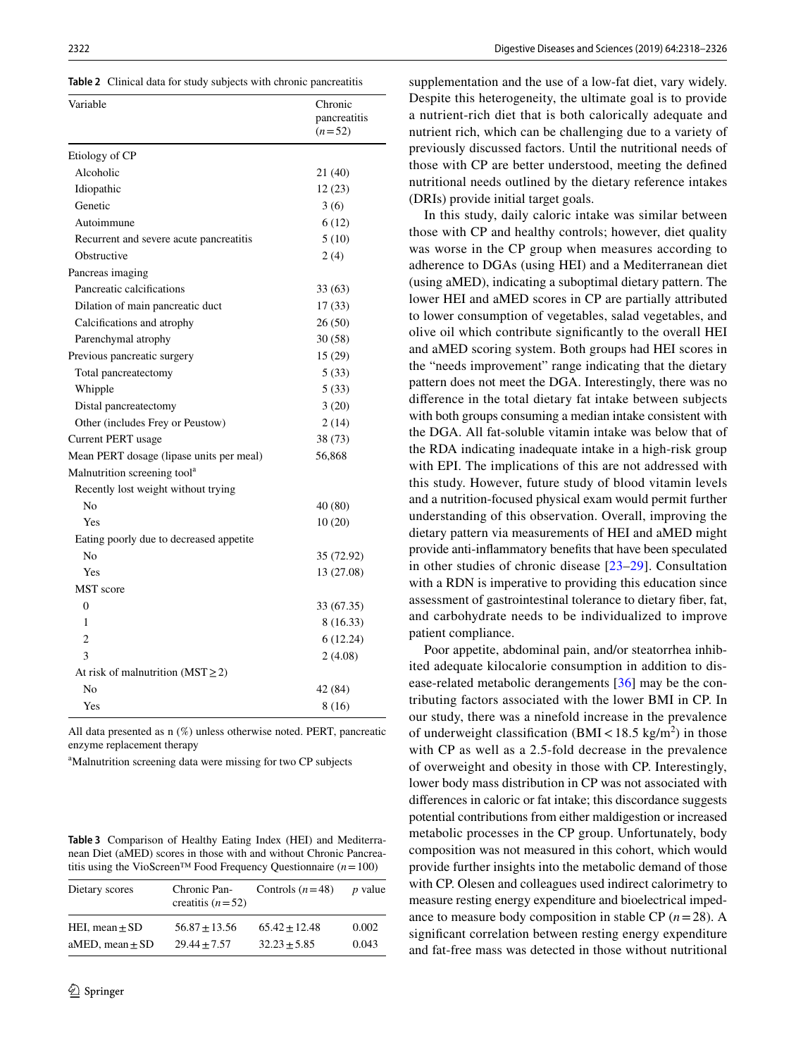**Table 2** Clinical data for study subjects with chronic pancreatitis

| Variable | Chronic pancreatitis ($n=52$) |
|---|---|
| Etiology of CP | |
| Alcoholic | 21 (40) |
| Idiopathic | 12 (23) |
| Genetic | 3 (6) |
| Autoimmune | 6 (12) |
| Recurrent and severe acute pancreatitis | 5 (10) |
| Obstructive | 2 (4) |
| Pancreas imaging | |
| Pancreatic calcifications | 33 (63) |
| Dilation of main pancreatic duct | 17 (33) |
| Calcifications and atrophy | 26 (50) |
| Parenchymal atrophy | 30 (58) |
| Previous pancreatic surgery | 15 (29) |
| Total pancreatectomy | 5 (33) |
| Whipple | 5 (33) |
| Distal pancreatectomy | 3 (20) |
| Other (includes Frey or Peustow) | 2 (14) |
| Current PERT usage | 38 (73) |
| Mean PERT dosage (lipase units per meal) | 56,868 |
| Malnutrition screening tool[a] | |
| Recently lost weight without trying | |
| No | 40 (80) |
| Yes | 10 (20) |
| Eating poorly due to decreased appetite | |
| No | 35 (72.92) |
| Yes | 13 (27.08) |
| MST score | |
| 0 | 33 (67.35) |
| 1 | 8 (16.33) |
| 2 | 6 (12.24) |
| 3 | 2 (4.08) |
| At risk of malnutrition (MST ≥ 2) | |
| No | 42 (84) |
| Yes | 8 (16) |

All data presented as n (%) unless otherwise noted. PERT, pancreatic enzyme replacement therapy

[a]Malnutrition screening data were missing for two CP subjects

**Table 3** Comparison of Healthy Eating Index (HEI) and Mediterranean Diet (aMED) scores in those with and without Chronic Pancreatitis using the VioScreen™ Food Frequency Questionnaire ($n=100$)

| Dietary scores | Chronic Pancreatitis ($n=52$) | Controls ($n=48$) | *p* value |
|---|---|---|---|
| HEI, mean ± SD | 56.87 ± 13.56 | 65.42 ± 12.48 | 0.002 |
| aMED, mean ± SD | 29.44 ± 7.57 | 32.23 ± 5.85 | 0.043 |

supplementation and the use of a low-fat diet, vary widely. Despite this heterogeneity, the ultimate goal is to provide a nutrient-rich diet that is both calorically adequate and nutrient rich, which can be challenging due to a variety of previously discussed factors. Until the nutritional needs of those with CP are better understood, meeting the defined nutritional needs outlined by the dietary reference intakes (DRIs) provide initial target goals.

In this study, daily caloric intake was similar between those with CP and healthy controls; however, diet quality was worse in the CP group when measures according to adherence to DGAs (using HEI) and a Mediterranean diet (using aMED), indicating a suboptimal dietary pattern. The lower HEI and aMED scores in CP are partially attributed to lower consumption of vegetables, salad vegetables, and olive oil which contribute significantly to the overall HEI and aMED scoring system. Both groups had HEI scores in the "needs improvement" range indicating that the dietary pattern does not meet the DGA. Interestingly, there was no difference in the total dietary fat intake between subjects with both groups consuming a median intake consistent with the DGA. All fat-soluble vitamin intake was below that of the RDA indicating inadequate intake in a high-risk group with EPI. The implications of this are not addressed with this study. However, future study of blood vitamin levels and a nutrition-focused physical exam would permit further understanding of this observation. Overall, improving the dietary pattern via measurements of HEI and aMED might provide anti-inflammatory benefits that have been speculated in other studies of chronic disease [23–29]. Consultation with a RDN is imperative to providing this education since assessment of gastrointestinal tolerance to dietary fiber, fat, and carbohydrate needs to be individualized to improve patient compliance.

Poor appetite, abdominal pain, and/or steatorrhea inhibited adequate kilocalorie consumption in addition to disease-related metabolic derangements [36] may be the contributing factors associated with the lower BMI in CP. In our study, there was a ninefold increase in the prevalence of underweight classification (BMI < 18.5 kg/m$^2$) in those with CP as well as a 2.5-fold decrease in the prevalence of overweight and obesity in those with CP. Interestingly, lower body mass distribution in CP was not associated with differences in caloric or fat intake; this discordance suggests potential contributions from either maldigestion or increased metabolic processes in the CP group. Unfortunately, body composition was not measured in this cohort, which would provide further insights into the metabolic demand of those with CP. Olesen and colleagues used indirect calorimetry to measure resting energy expenditure and bioelectrical impedance to measure body composition in stable CP ($n=28$). A significant correlation between resting energy expenditure and fat-free mass was detected in those without nutritional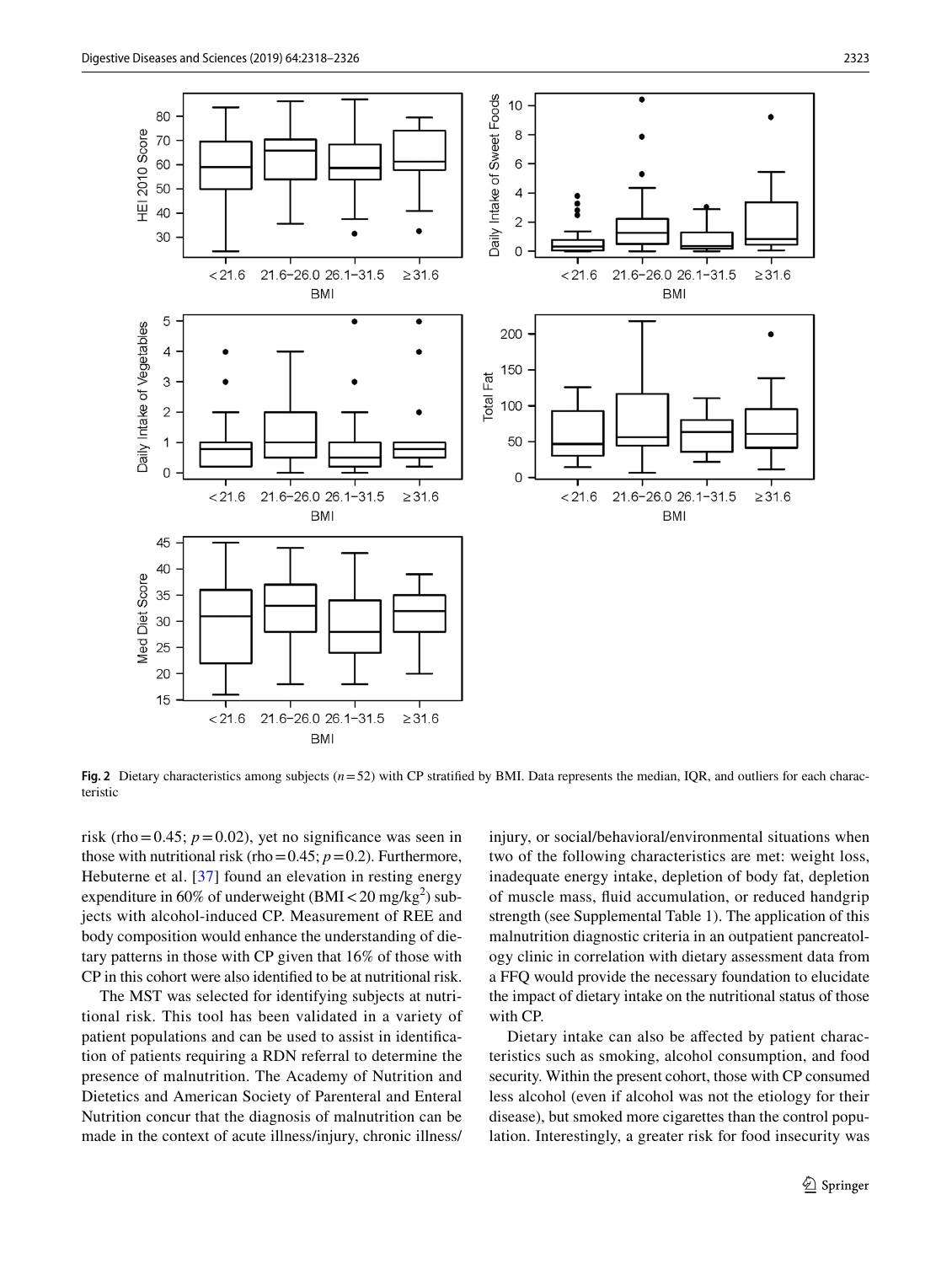**Fig. 2** Dietary characteristics among subjects ($n = 52$) with CP stratified by BMI. Data represents the median, IQR, and outliers for each characteristic

risk (rho = 0.45; $p = 0.02$), yet no significance was seen in those with nutritional risk (rho = 0.45; $p = 0.2$). Furthermore, Hebuterne et al. [37] found an elevation in resting energy expenditure in 60% of underweight (BMI < 20 mg/kg$^2$) subjects with alcohol-induced CP. Measurement of REE and body composition would enhance the understanding of dietary patterns in those with CP given that 16% of those with CP in this cohort were also identified to be at nutritional risk.

The MST was selected for identifying subjects at nutritional risk. This tool has been validated in a variety of patient populations and can be used to assist in identification of patients requiring a RDN referral to determine the presence of malnutrition. The Academy of Nutrition and Dietetics and American Society of Parenteral and Enteral Nutrition concur that the diagnosis of malnutrition can be made in the context of acute illness/injury, chronic illness/injury, or social/behavioral/environmental situations when two of the following characteristics are met: weight loss, inadequate energy intake, depletion of body fat, depletion of muscle mass, fluid accumulation, or reduced handgrip strength (see Supplemental Table 1). The application of this malnutrition diagnostic criteria in an outpatient pancreatology clinic in correlation with dietary assessment data from a FFQ would provide the necessary foundation to elucidate the impact of dietary intake on the nutritional status of those with CP.

Dietary intake can also be affected by patient characteristics such as smoking, alcohol consumption, and food security. Within the present cohort, those with CP consumed less alcohol (even if alcohol was not the etiology for their disease), but smoked more cigarettes than the control population. Interestingly, a greater risk for food insecurity was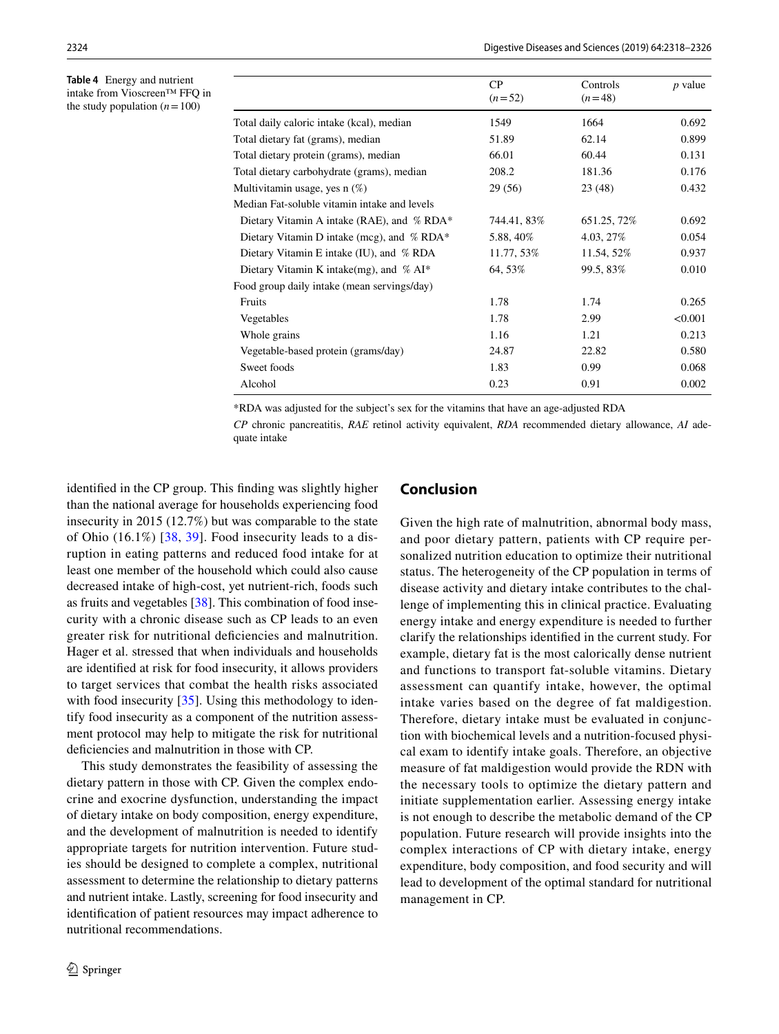**Table 4** Energy and nutrient intake from Vioscreen™ FFQ in the study population ($n = 100$)

| | CP ($n = 52$) | Controls ($n = 48$) | *p* value |
|---|---|---|---|
| Total daily caloric intake (kcal), median | 1549 | 1664 | 0.692 |
| Total dietary fat (grams), median | 51.89 | 62.14 | 0.899 |
| Total dietary protein (grams), median | 66.01 | 60.44 | 0.131 |
| Total dietary carbohydrate (grams), median | 208.2 | 181.36 | 0.176 |
| Multivitamin usage, yes n (%) | 29 (56) | 23 (48) | 0.432 |
| Median Fat-soluble vitamin intake and levels | | | |
| Dietary Vitamin A intake (RAE), and % RDA* | 744.41, 83% | 651.25, 72% | 0.692 |
| Dietary Vitamin D intake (mcg), and % RDA* | 5.88, 40% | 4.03, 27% | 0.054 |
| Dietary Vitamin E intake (IU), and % RDA | 11.77, 53% | 11.54, 52% | 0.937 |
| Dietary Vitamin K intake(mg), and % AI* | 64, 53% | 99.5, 83% | 0.010 |
| Food group daily intake (mean servings/day) | | | |
| Fruits | 1.78 | 1.74 | 0.265 |
| Vegetables | 1.78 | 2.99 | <0.001 |
| Whole grains | 1.16 | 1.21 | 0.213 |
| Vegetable-based protein (grams/day) | 24.87 | 22.82 | 0.580 |
| Sweet foods | 1.83 | 0.99 | 0.068 |
| Alcohol | 0.23 | 0.91 | 0.002 |

*RDA was adjusted for the subject's sex for the vitamins that have an age-adjusted RDA

*CP* chronic pancreatitis, *RAE* retinol activity equivalent, *RDA* recommended dietary allowance, *AI* adequate intake

identified in the CP group. This finding was slightly higher than the national average for households experiencing food insecurity in 2015 (12.7%) but was comparable to the state of Ohio (16.1%) [38, 39]. Food insecurity leads to a disruption in eating patterns and reduced food intake for at least one member of the household which could also cause decreased intake of high-cost, yet nutrient-rich, foods such as fruits and vegetables [38]. This combination of food insecurity with a chronic disease such as CP leads to an even greater risk for nutritional deficiencies and malnutrition. Hager et al. stressed that when individuals and households are identified at risk for food insecurity, it allows providers to target services that combat the health risks associated with food insecurity [35]. Using this methodology to identify food insecurity as a component of the nutrition assessment protocol may help to mitigate the risk for nutritional deficiencies and malnutrition in those with CP.

This study demonstrates the feasibility of assessing the dietary pattern in those with CP. Given the complex endocrine and exocrine dysfunction, understanding the impact of dietary intake on body composition, energy expenditure, and the development of malnutrition is needed to identify appropriate targets for nutrition intervention. Future studies should be designed to complete a complex, nutritional assessment to determine the relationship to dietary patterns and nutrient intake. Lastly, screening for food insecurity and identification of patient resources may impact adherence to nutritional recommendations.

## Conclusion

Given the high rate of malnutrition, abnormal body mass, and poor dietary pattern, patients with CP require personalized nutrition education to optimize their nutritional status. The heterogeneity of the CP population in terms of disease activity and dietary intake contributes to the challenge of implementing this in clinical practice. Evaluating energy intake and energy expenditure is needed to further clarify the relationships identified in the current study. For example, dietary fat is the most calorically dense nutrient and functions to transport fat-soluble vitamins. Dietary assessment can quantify intake, however, the optimal intake varies based on the degree of fat maldigestion. Therefore, dietary intake must be evaluated in conjunction with biochemical levels and a nutrition-focused physical exam to identify intake goals. Therefore, an objective measure of fat maldigestion would provide the RDN with the necessary tools to optimize the dietary pattern and initiate supplementation earlier. Assessing energy intake is not enough to describe the metabolic demand of the CP population. Future research will provide insights into the complex interactions of CP with dietary intake, energy expenditure, body composition, and food security and will lead to development of the optimal standard for nutritional management in CP.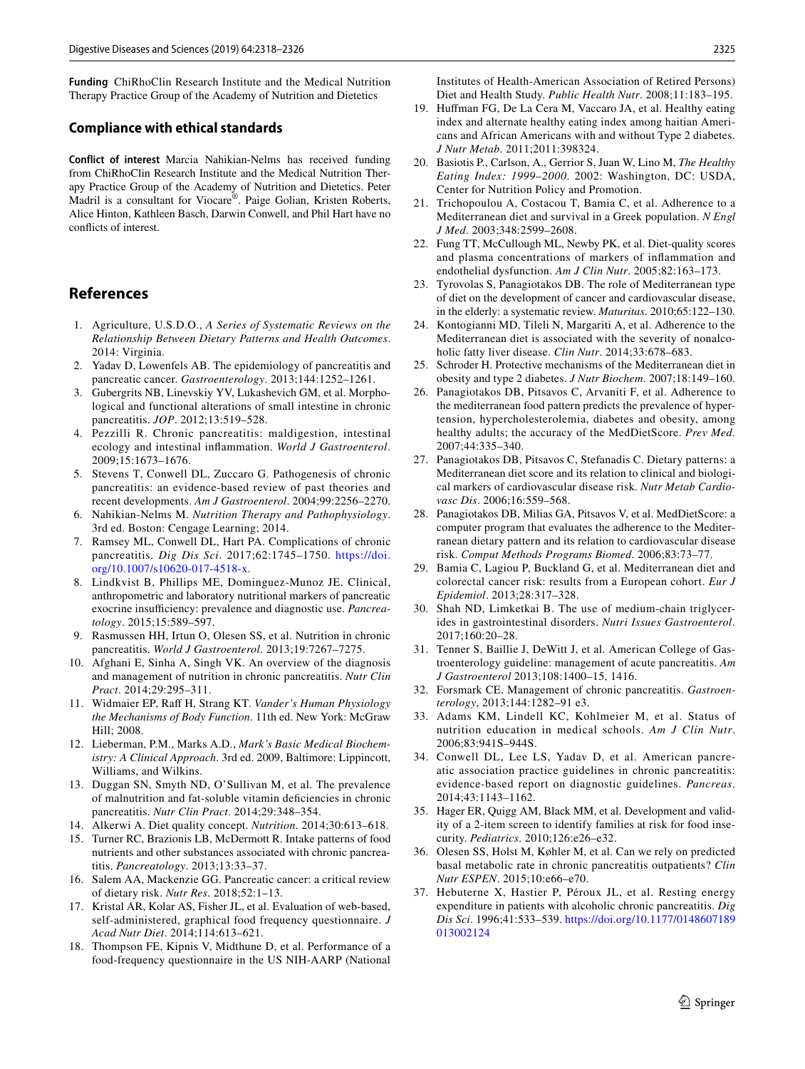**Funding** ChiRhoClin Research Institute and the Medical Nutrition Therapy Practice Group of the Academy of Nutrition and Dietetics

## Compliance with ethical standards

**Conflict of interest** Marcia Nahikian-Nelms has received funding from ChiRhoClin Research Institute and the Medical Nutrition Therapy Practice Group of the Academy of Nutrition and Dietetics. Peter Madril is a consultant for Viocare®. Paige Golian, Kristen Roberts, Alice Hinton, Kathleen Basch, Darwin Conwell, and Phil Hart have no conflicts of interest.

## References

1. Agriculture, U.S.D.O., *A Series of Systematic Reviews on the Relationship Between Dietary Patterns and Health Outcomes*. 2014: Virginia.
2. Yadav D, Lowenfels AB. The epidemiology of pancreatitis and pancreatic cancer. *Gastroenterology*. 2013;144:1252–1261.
3. Gubergrits NB, Linevskiy YV, Lukashevich GM, et al. Morphological and functional alterations of small intestine in chronic pancreatitis. *JOP*. 2012;13:519–528.
4. Pezzilli R. Chronic pancreatitis: maldigestion, intestinal ecology and intestinal inflammation. *World J Gastroenterol*. 2009;15:1673–1676.
5. Stevens T, Conwell DL, Zuccaro G. Pathogenesis of chronic pancreatitis: an evidence-based review of past theories and recent developments. *Am J Gastroenterol*. 2004;99:2256–2270.
6. Nahikian-Nelms M. *Nutrition Therapy and Pathophysiology*. 3rd ed. Boston: Cengage Learning; 2014.
7. Ramsey ML, Conwell DL, Hart PA. Complications of chronic pancreatitis. *Dig Dis Sci*. 2017;62:1745–1750. https://doi.org/10.1007/s10620-017-4518-x.
8. Lindkvist B, Phillips ME, Dominguez-Munoz JE. Clinical, anthropometric and laboratory nutritional markers of pancreatic exocrine insufficiency: prevalence and diagnostic use. *Pancreatology*. 2015;15:589–597.
9. Rasmussen HH, Irtun O, Olesen SS, et al. Nutrition in chronic pancreatitis. *World J Gastroenterol*. 2013;19:7267–7275.
10. Afghani E, Sinha A, Singh VK. An overview of the diagnosis and management of nutrition in chronic pancreatitis. *Nutr Clin Pract*. 2014;29:295–311.
11. Widmaier EP, Raff H, Strang KT. *Vander's Human Physiology the Mechanisms of Body Function*. 11th ed. New York: McGraw Hill; 2008.
12. Lieberman, P.M., Marks A.D., *Mark's Basic Medical Biochemistry: A Clinical Approach*. 3rd ed. 2009, Baltimore: Lippincott, Williams, and Wilkins.
13. Duggan SN, Smyth ND, O'Sullivan M, et al. The prevalence of malnutrition and fat-soluble vitamin deficiencies in chronic pancreatitis. *Nutr Clin Pract*. 2014;29:348–354.
14. Alkerwi A. Diet quality concept. *Nutrition*. 2014;30:613–618.
15. Turner RC, Brazionis LB, McDermott R. Intake patterns of food nutrients and other substances associated with chronic pancreatitis. *Pancreatology*. 2013;13:33–37.
16. Salem AA, Mackenzie GG. Pancreatic cancer: a critical review of dietary risk. *Nutr Res*. 2018;52:1–13.
17. Kristal AR, Kolar AS, Fisher JL, et al. Evaluation of web-based, self-administered, graphical food frequency questionnaire. *J Acad Nutr Diet*. 2014;114:613–621.
18. Thompson FE, Kipnis V, Midthune D, et al. Performance of a food-frequency questionnaire in the US NIH-AARP (National Institutes of Health-American Association of Retired Persons) Diet and Health Study. *Public Health Nutr*. 2008;11:183–195.
19. Huffman FG, De La Cera M, Vaccaro JA, et al. Healthy eating index and alternate healthy eating index among haitian Americans and African Americans with and without Type 2 diabetes. *J Nutr Metab*. 2011;2011:398324.
20. Basiotis P., Carlson, A., Gerrior S, Juan W, Lino M, *The Healthy Eating Index: 1999–2000*. 2002: Washington, DC: USDA, Center for Nutrition Policy and Promotion.
21. Trichopoulou A, Costacou T, Bamia C, et al. Adherence to a Mediterranean diet and survival in a Greek population. *N Engl J Med*. 2003;348:2599–2608.
22. Fung TT, McCullough ML, Newby PK, et al. Diet-quality scores and plasma concentrations of markers of inflammation and endothelial dysfunction. *Am J Clin Nutr*. 2005;82:163–173.
23. Tyrovolas S, Panagiotakos DB. The role of Mediterranean type of diet on the development of cancer and cardiovascular disease, in the elderly: a systematic review. *Maturitas*. 2010;65:122–130.
24. Kontogianni MD, Tileli N, Margariti A, et al. Adherence to the Mediterranean diet is associated with the severity of nonalcoholic fatty liver disease. *Clin Nutr*. 2014;33:678–683.
25. Schroder H. Protective mechanisms of the Mediterranean diet in obesity and type 2 diabetes. *J Nutr Biochem*. 2007;18:149–160.
26. Panagiotakos DB, Pitsavos C, Arvaniti F, et al. Adherence to the mediterranean food pattern predicts the prevalence of hypertension, hypercholesterolemia, diabetes and obesity, among healthy adults; the accuracy of the MedDietScore. *Prev Med*. 2007;44:335–340.
27. Panagiotakos DB, Pitsavos C, Stefanadis C. Dietary patterns: a Mediterranean diet score and its relation to clinical and biological markers of cardiovascular disease risk. *Nutr Metab Cardiovasc Dis*. 2006;16:559–568.
28. Panagiotakos DB, Milias GA, Pitsavos V, et al. MedDietScore: a computer program that evaluates the adherence to the Mediterranean dietary pattern and its relation to cardiovascular disease risk. *Comput Methods Programs Biomed*. 2006;83:73–77.
29. Bamia C, Lagiou P, Buckland G, et al. Mediterranean diet and colorectal cancer risk: results from a European cohort. *Eur J Epidemiol*. 2013;28:317–328.
30. Shah ND, Limketkai B. The use of medium-chain triglycerides in gastrointestinal disorders. *Nutri Issues Gastroenterol*. 2017;160:20–28.
31. Tenner S, Baillie J, DeWitt J, et al. American College of Gastroenterology guideline: management of acute pancreatitis. *Am J Gastroenterol* 2013;108:1400–15, 1416.
32. Forsmark CE. Management of chronic pancreatitis. *Gastroenterology*, 2013;144:1282–91 e3.
33. Adams KM, Lindell KC, Kohlmeier M, et al. Status of nutrition education in medical schools. *Am J Clin Nutr*. 2006;83:941S–944S.
34. Conwell DL, Lee LS, Yadav D, et al. American pancreatic association practice guidelines in chronic pancreatitis: evidence-based report on diagnostic guidelines. *Pancreas*. 2014;43:1143–1162.
35. Hager ER, Quigg AM, Black MM, et al. Development and validity of a 2-item screen to identify families at risk for food insecurity. *Pediatrics*. 2010;126:e26–e32.
36. Olesen SS, Holst M, Køhler M, et al. Can we rely on predicted basal metabolic rate in chronic pancreatitis outpatients? *Clin Nutr ESPEN*. 2015;10:e66–e70.
37. Hebuterne X, Hastier P, Péroux JL, et al. Resting energy expenditure in patients with alcoholic chronic pancreatitis. *Dig Dis Sci*. 1996;41:533–539. https://doi.org/10.1177/0148607189013002124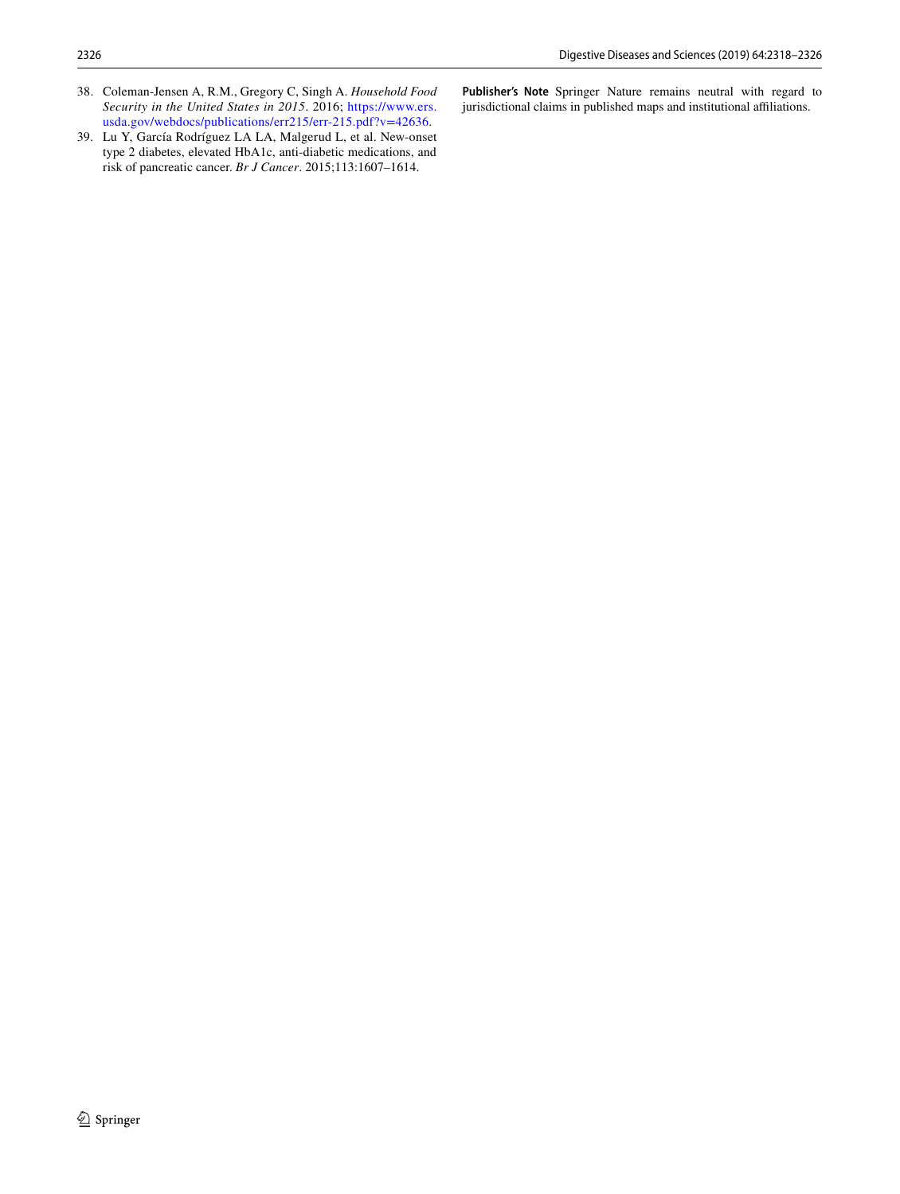38. Coleman-Jensen A, R.M., Gregory C, Singh A. *Household Food Security in the United States in 2015*. 2016; https://www.ers.usda.gov/webdocs/publications/err215/err-215.pdf?v=42636.
39. Lu Y, García Rodríguez LA LA, Malgerud L, et al. New-onset type 2 diabetes, elevated HbA1c, anti-diabetic medications, and risk of pancreatic cancer. *Br J Cancer*. 2015;113:1607–1614.

**Publisher's Note** Springer Nature remains neutral with regard to jurisdictional claims in published maps and institutional affiliations.